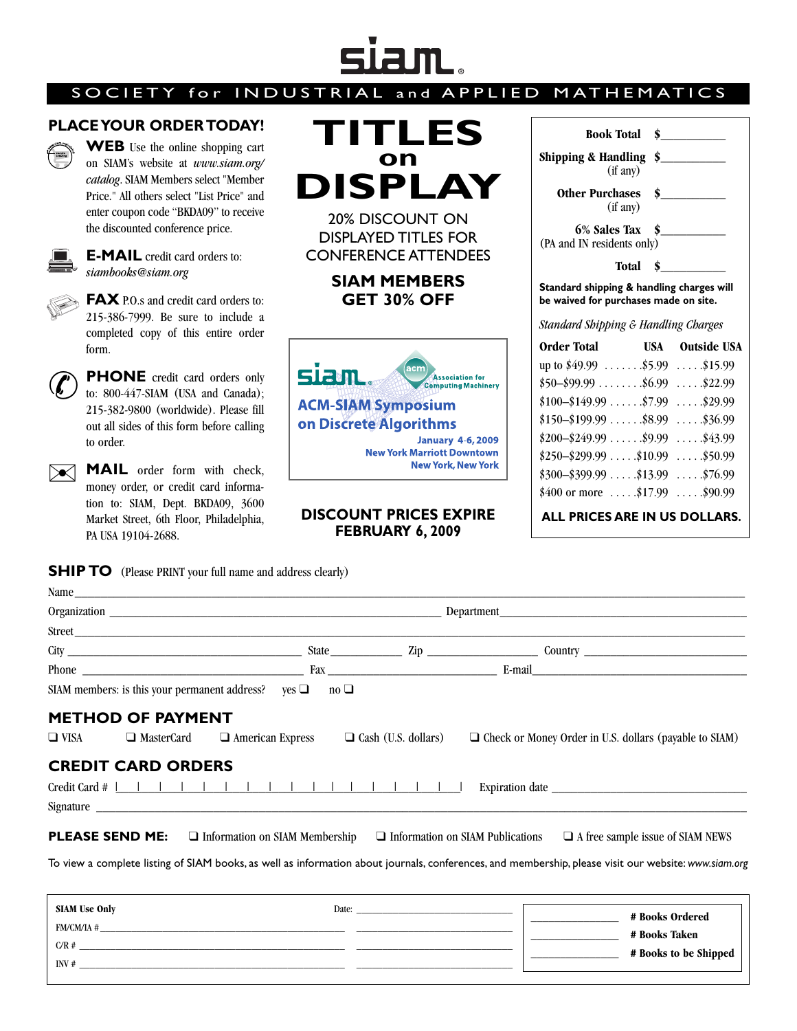# siam

SOCIETY for INDUSTRIAL and APPLIED MATHEMATICS

## PLACE YOUR ORDER TODAY!

**WEB** Use the online shopping cart on SIAM's website at *www.siam.org/catalog*. SIAM Members select "Member Price." All others select "List Price" and enter coupon code "BKDA09" to receive the discounted conference price.

**E-MAIL** credit card orders to: *siambooks@siam.org*

**FAX** P.O.s and credit card orders to: 215-386-7999. Be sure to include a completed copy of this entire order form.

**PHONE** credit card orders only to: 800-447-SIAM (USA and Canada); 215-382-9800 (worldwide). Please fill out all sides of this form before calling to order.

**MAIL** order form with check, money order, or credit card information to: SIAM, Dept. BKDA09, 3600 Market Street, 6th Floor, Philadelphia, PA USA 19104-2688.

# TITLES on DISPLAY

20% DISCOUNT ON DISPLAYED TITLES FOR CONFERENCE ATTENDEES

**SIAM MEMBERS GET 30% OFF**

siam. acm Association for Computing Machinery

**ACM-SIAM Symposium on Discrete Algorithms**
January 4-6, 2009
New York Marriott Downtown
New York, New York

**DISCOUNT PRICES EXPIRE FEBRUARY 6, 2009**

Book Total $__________
Shipping & Handling $__________ (if any)
Other Purchases $__________ (if any)
6% Sales Tax $__________ (PA and IN residents only)
Total $__________

**Standard shipping & handling charges will be waived for purchases made on site.**

*Standard Shipping & Handling Charges*

| Order Total | USA | Outside USA |
|---|---|---|
| up to $49.99 | $5.99 | $15.99 |
| $50–$99.99 | $6.99 | $22.99 |
| $100–$149.99 | $7.99 | $29.99 |
| $150–$199.99 | $8.99 | $36.99 |
| $200–$249.99 | $9.99 | $43.99 |
| $250–$299.99 | $10.99 | $50.99 |
| $300–$399.99 | $13.99 | $76.99 |
| $400 or more | $17.99 | $90.99 |

**ALL PRICES ARE IN US DOLLARS.**

## SHIP TO (Please PRINT your full name and address clearly)

Name ____________________
Organization ____________________ Department ____________________
Street ____________________
City ____________________ State ________ Zip ____________ Country ____________________
Phone ____________________ Fax ____________________ E-mail ____________________
SIAM members: is this your permanent address? yes ❑ no ❑

## METHOD OF PAYMENT

❑ VISA ❑ MasterCard ❑ American Express ❑ Cash (U.S. dollars) ❑ Check or Money Order in U.S. dollars (payable to SIAM)

## CREDIT CARD ORDERS

Credit Card # |__|__|__|__|__|__|__|__|__|__|__|__|__|__|__|__| Expiration date ____________________
Signature ____________________

**PLEASE SEND ME:** ❑ Information on SIAM Membership ❑ Information on SIAM Publications ❑ A free sample issue of SIAM NEWS

To view a complete listing of SIAM books, as well as information about journals, conferences, and membership, please visit our website: *www.siam.org*

**SIAM Use Only**
Date: ____________________
FM/CM/IA # ____________________
C/R # ____________________
INV # ____________________

__________ **# Books Ordered**
__________ **# Books Taken**
__________ **# Books to be Shipped**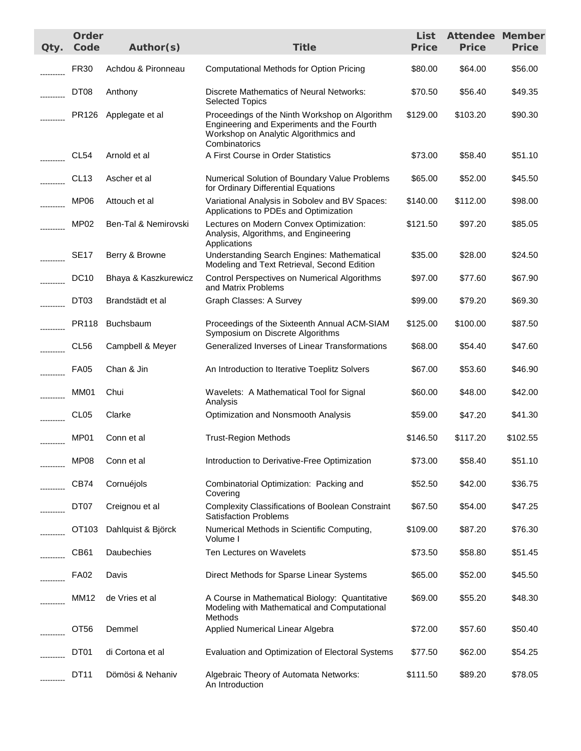| Qty. | Order Code | Author(s) | Title | List Price | Attendee Price | Member Price |
|---|---|---|---|---|---|---|
| ---------- | FR30 | Achdou & Pironneau | Computational Methods for Option Pricing | $80.00 | $64.00 | $56.00 |
| ---------- | DT08 | Anthony | Discrete Mathematics of Neural Networks: Selected Topics | $70.50 | $56.40 | $49.35 |
| ---------- | PR126 | Applegate et al | Proceedings of the Ninth Workshop on Algorithm Engineering and Experiments and the Fourth Workshop on Analytic Algorithmics and Combinatorics | $129.00 | $103.20 | $90.30 |
| ---------- | CL54 | Arnold et al | A First Course in Order Statistics | $73.00 | $58.40 | $51.10 |
| ---------- | CL13 | Ascher et al | Numerical Solution of Boundary Value Problems for Ordinary Differential Equations | $65.00 | $52.00 | $45.50 |
| ---------- | MP06 | Attouch et al | Variational Analysis in Sobolev and BV Spaces: Applications to PDEs and Optimization | $140.00 | $112.00 | $98.00 |
| ---------- | MP02 | Ben-Tal & Nemirovski | Lectures on Modern Convex Optimization: Analysis, Algorithms, and Engineering Applications | $121.50 | $97.20 | $85.05 |
| ---------- | SE17 | Berry & Browne | Understanding Search Engines: Mathematical Modeling and Text Retrieval, Second Edition | $35.00 | $28.00 | $24.50 |
| ---------- | DC10 | Bhaya & Kaszkurewicz | Control Perspectives on Numerical Algorithms and Matrix Problems | $97.00 | $77.60 | $67.90 |
| ---------- | DT03 | Brandstädt et al | Graph Classes: A Survey | $99.00 | $79.20 | $69.30 |
| ---------- | PR118 | Buchsbaum | Proceedings of the Sixteenth Annual ACM-SIAM Symposium on Discrete Algorithms | $125.00 | $100.00 | $87.50 |
| ---------- | CL56 | Campbell & Meyer | Generalized Inverses of Linear Transformations | $68.00 | $54.40 | $47.60 |
| ---------- | FA05 | Chan & Jin | An Introduction to Iterative Toeplitz Solvers | $67.00 | $53.60 | $46.90 |
| ---------- | MM01 | Chui | Wavelets: A Mathematical Tool for Signal Analysis | $60.00 | $48.00 | $42.00 |
| ---------- | CL05 | Clarke | Optimization and Nonsmooth Analysis | $59.00 | $47.20 | $41.30 |
| ---------- | MP01 | Conn et al | Trust-Region Methods | $146.50 | $117.20 | $102.55 |
| ---------- | MP08 | Conn et al | Introduction to Derivative-Free Optimization | $73.00 | $58.40 | $51.10 |
| ---------- | CB74 | Cornuéjols | Combinatorial Optimization: Packing and Covering | $52.50 | $42.00 | $36.75 |
| ---------- | DT07 | Creignou et al | Complexity Classifications of Boolean Constraint Satisfaction Problems | $67.50 | $54.00 | $47.25 |
| ---------- | OT103 | Dahlquist & Björck | Numerical Methods in Scientific Computing, Volume I | $109.00 | $87.20 | $76.30 |
| ---------- | CB61 | Daubechies | Ten Lectures on Wavelets | $73.50 | $58.80 | $51.45 |
| ---------- | FA02 | Davis | Direct Methods for Sparse Linear Systems | $65.00 | $52.00 | $45.50 |
| ---------- | MM12 | de Vries et al | A Course in Mathematical Biology: Quantitative Modeling with Mathematical and Computational Methods | $69.00 | $55.20 | $48.30 |
| ---------- | OT56 | Demmel | Applied Numerical Linear Algebra | $72.00 | $57.60 | $50.40 |
| ---------- | DT01 | di Cortona et al | Evaluation and Optimization of Electoral Systems | $77.50 | $62.00 | $54.25 |
| ---------- | DT11 | Dömösi & Nehaniv | Algebraic Theory of Automata Networks: An Introduction | $111.50 | $89.20 | $78.05 |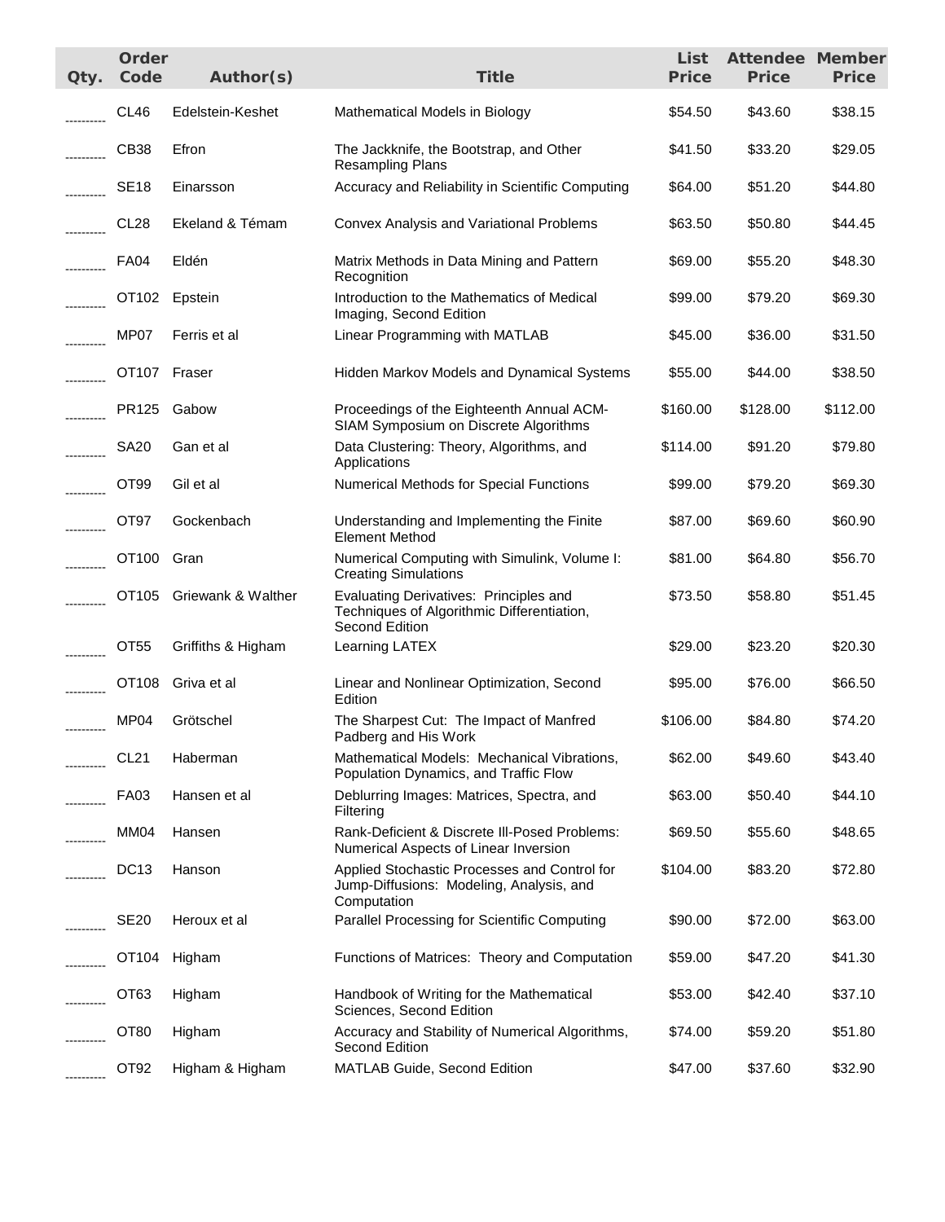| Qty. | Order Code | Author(s) | Title | List Price | Attendee Price | Member Price |
|---|---|---|---|---|---|---|
| ---------- | CL46 | Edelstein-Keshet | Mathematical Models in Biology | $54.50 | $43.60 | $38.15 |
| ---------- | CB38 | Efron | The Jackknife, the Bootstrap, and Other Resampling Plans | $41.50 | $33.20 | $29.05 |
| ---------- | SE18 | Einarsson | Accuracy and Reliability in Scientific Computing | $64.00 | $51.20 | $44.80 |
| ---------- | CL28 | Ekeland & Témam | Convex Analysis and Variational Problems | $63.50 | $50.80 | $44.45 |
| ---------- | FA04 | Eldén | Matrix Methods in Data Mining and Pattern Recognition | $69.00 | $55.20 | $48.30 |
| ---------- | OT102 | Epstein | Introduction to the Mathematics of Medical Imaging, Second Edition | $99.00 | $79.20 | $69.30 |
| ---------- | MP07 | Ferris et al | Linear Programming with MATLAB | $45.00 | $36.00 | $31.50 |
| ---------- | OT107 | Fraser | Hidden Markov Models and Dynamical Systems | $55.00 | $44.00 | $38.50 |
| ---------- | PR125 | Gabow | Proceedings of the Eighteenth Annual ACM-SIAM Symposium on Discrete Algorithms | $160.00 | $128.00 | $112.00 |
| ---------- | SA20 | Gan et al | Data Clustering: Theory, Algorithms, and Applications | $114.00 | $91.20 | $79.80 |
| ---------- | OT99 | Gil et al | Numerical Methods for Special Functions | $99.00 | $79.20 | $69.30 |
| ---------- | OT97 | Gockenbach | Understanding and Implementing the Finite Element Method | $87.00 | $69.60 | $60.90 |
| ---------- | OT100 | Gran | Numerical Computing with Simulink, Volume I: Creating Simulations | $81.00 | $64.80 | $56.70 |
| ---------- | OT105 | Griewank & Walther | Evaluating Derivatives: Principles and Techniques of Algorithmic Differentiation, Second Edition | $73.50 | $58.80 | $51.45 |
| ---------- | OT55 | Griffiths & Higham | Learning LATEX | $29.00 | $23.20 | $20.30 |
| ---------- | OT108 | Griva et al | Linear and Nonlinear Optimization, Second Edition | $95.00 | $76.00 | $66.50 |
| ---------- | MP04 | Grötschel | The Sharpest Cut: The Impact of Manfred Padberg and His Work | $106.00 | $84.80 | $74.20 |
| ---------- | CL21 | Haberman | Mathematical Models: Mechanical Vibrations, Population Dynamics, and Traffic Flow | $62.00 | $49.60 | $43.40 |
| ---------- | FA03 | Hansen et al | Deblurring Images: Matrices, Spectra, and Filtering | $63.00 | $50.40 | $44.10 |
| ---------- | MM04 | Hansen | Rank-Deficient & Discrete Ill-Posed Problems: Numerical Aspects of Linear Inversion | $69.50 | $55.60 | $48.65 |
| ---------- | DC13 | Hanson | Applied Stochastic Processes and Control for Jump-Diffusions: Modeling, Analysis, and Computation | $104.00 | $83.20 | $72.80 |
| ---------- | SE20 | Heroux et al | Parallel Processing for Scientific Computing | $90.00 | $72.00 | $63.00 |
| ---------- | OT104 | Higham | Functions of Matrices: Theory and Computation | $59.00 | $47.20 | $41.30 |
| ---------- | OT63 | Higham | Handbook of Writing for the Mathematical Sciences, Second Edition | $53.00 | $42.40 | $37.10 |
| ---------- | OT80 | Higham | Accuracy and Stability of Numerical Algorithms, Second Edition | $74.00 | $59.20 | $51.80 |
| ---------- | OT92 | Higham & Higham | MATLAB Guide, Second Edition | $47.00 | $37.60 | $32.90 |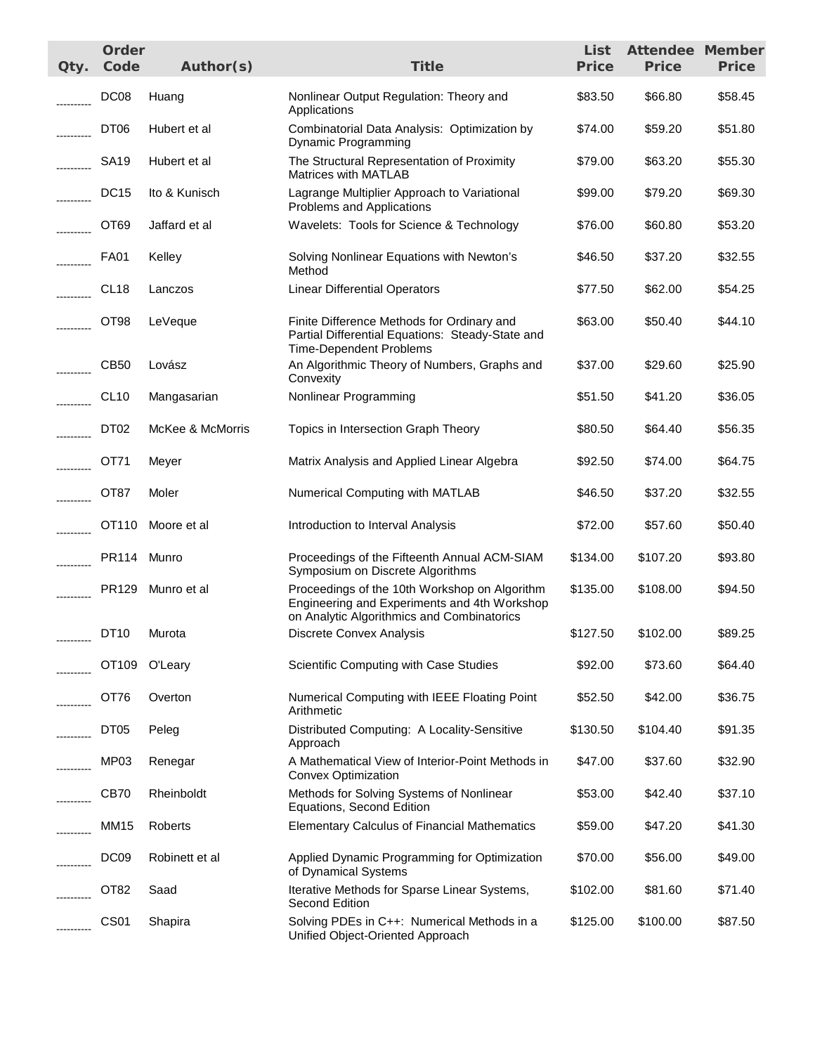| Qty. | Order Code | Author(s) | Title | List Price | Attendee Price | Member Price |
|---|---|---|---|---|---|---|
| ---------- | DC08 | Huang | Nonlinear Output Regulation: Theory and Applications | $83.50 | $66.80 | $58.45 |
| ---------- | DT06 | Hubert et al | Combinatorial Data Analysis: Optimization by Dynamic Programming | $74.00 | $59.20 | $51.80 |
| ---------- | SA19 | Hubert et al | The Structural Representation of Proximity Matrices with MATLAB | $79.00 | $63.20 | $55.30 |
| ---------- | DC15 | Ito & Kunisch | Lagrange Multiplier Approach to Variational Problems and Applications | $99.00 | $79.20 | $69.30 |
| ---------- | OT69 | Jaffard et al | Wavelets: Tools for Science & Technology | $76.00 | $60.80 | $53.20 |
| ---------- | FA01 | Kelley | Solving Nonlinear Equations with Newton's Method | $46.50 | $37.20 | $32.55 |
| ---------- | CL18 | Lanczos | Linear Differential Operators | $77.50 | $62.00 | $54.25 |
| ---------- | OT98 | LeVeque | Finite Difference Methods for Ordinary and Partial Differential Equations: Steady-State and Time-Dependent Problems | $63.00 | $50.40 | $44.10 |
| ---------- | CB50 | Lovász | An Algorithmic Theory of Numbers, Graphs and Convexity | $37.00 | $29.60 | $25.90 |
| ---------- | CL10 | Mangasarian | Nonlinear Programming | $51.50 | $41.20 | $36.05 |
| ---------- | DT02 | McKee & McMorris | Topics in Intersection Graph Theory | $80.50 | $64.40 | $56.35 |
| ---------- | OT71 | Meyer | Matrix Analysis and Applied Linear Algebra | $92.50 | $74.00 | $64.75 |
| ---------- | OT87 | Moler | Numerical Computing with MATLAB | $46.50 | $37.20 | $32.55 |
| ---------- | OT110 | Moore et al | Introduction to Interval Analysis | $72.00 | $57.60 | $50.40 |
| ---------- | PR114 | Munro | Proceedings of the Fifteenth Annual ACM-SIAM Symposium on Discrete Algorithms | $134.00 | $107.20 | $93.80 |
| ---------- | PR129 | Munro et al | Proceedings of the 10th Workshop on Algorithm Engineering and Experiments and 4th Workshop on Analytic Algorithmics and Combinatorics | $135.00 | $108.00 | $94.50 |
| ---------- | DT10 | Murota | Discrete Convex Analysis | $127.50 | $102.00 | $89.25 |
| ---------- | OT109 | O'Leary | Scientific Computing with Case Studies | $92.00 | $73.60 | $64.40 |
| ---------- | OT76 | Overton | Numerical Computing with IEEE Floating Point Arithmetic | $52.50 | $42.00 | $36.75 |
| ---------- | DT05 | Peleg | Distributed Computing: A Locality-Sensitive Approach | $130.50 | $104.40 | $91.35 |
| ---------- | MP03 | Renegar | A Mathematical View of Interior-Point Methods in Convex Optimization | $47.00 | $37.60 | $32.90 |
| ---------- | CB70 | Rheinboldt | Methods for Solving Systems of Nonlinear Equations, Second Edition | $53.00 | $42.40 | $37.10 |
| ---------- | MM15 | Roberts | Elementary Calculus of Financial Mathematics | $59.00 | $47.20 | $41.30 |
| ---------- | DC09 | Robinett et al | Applied Dynamic Programming for Optimization of Dynamical Systems | $70.00 | $56.00 | $49.00 |
| ---------- | OT82 | Saad | Iterative Methods for Sparse Linear Systems, Second Edition | $102.00 | $81.60 | $71.40 |
| ---------- | CS01 | Shapira | Solving PDEs in C++: Numerical Methods in a Unified Object-Oriented Approach | $125.00 | $100.00 | $87.50 |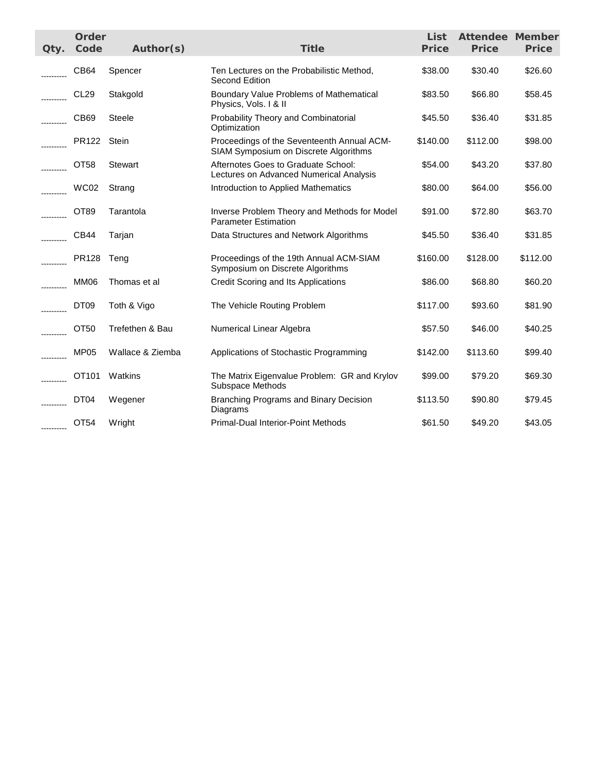| Qty. | Order Code | Author(s) | Title | List Price | Attendee Price | Member Price |
|---|---|---|---|---|---|---|
| ---------- | CB64 | Spencer | Ten Lectures on the Probabilistic Method, Second Edition | $38.00 | $30.40 | $26.60 |
| ---------- | CL29 | Stakgold | Boundary Value Problems of Mathematical Physics, Vols. I & II | $83.50 | $66.80 | $58.45 |
| ---------- | CB69 | Steele | Probability Theory and Combinatorial Optimization | $45.50 | $36.40 | $31.85 |
| ---------- | PR122 | Stein | Proceedings of the Seventeenth Annual ACM-SIAM Symposium on Discrete Algorithms | $140.00 | $112.00 | $98.00 |
| ---------- | OT58 | Stewart | Afternotes Goes to Graduate School: Lectures on Advanced Numerical Analysis | $54.00 | $43.20 | $37.80 |
| ---------- | WC02 | Strang | Introduction to Applied Mathematics | $80.00 | $64.00 | $56.00 |
| ---------- | OT89 | Tarantola | Inverse Problem Theory and Methods for Model Parameter Estimation | $91.00 | $72.80 | $63.70 |
| ---------- | CB44 | Tarjan | Data Structures and Network Algorithms | $45.50 | $36.40 | $31.85 |
| ---------- | PR128 | Teng | Proceedings of the 19th Annual ACM-SIAM Symposium on Discrete Algorithms | $160.00 | $128.00 | $112.00 |
| ---------- | MM06 | Thomas et al | Credit Scoring and Its Applications | $86.00 | $68.80 | $60.20 |
| ---------- | DT09 | Toth & Vigo | The Vehicle Routing Problem | $117.00 | $93.60 | $81.90 |
| ---------- | OT50 | Trefethen & Bau | Numerical Linear Algebra | $57.50 | $46.00 | $40.25 |
| ---------- | MP05 | Wallace & Ziemba | Applications of Stochastic Programming | $142.00 | $113.60 | $99.40 |
| ---------- | OT101 | Watkins | The Matrix Eigenvalue Problem: GR and Krylov Subspace Methods | $99.00 | $79.20 | $69.30 |
| ---------- | DT04 | Wegener | Branching Programs and Binary Decision Diagrams | $113.50 | $90.80 | $79.45 |
| ---------- | OT54 | Wright | Primal-Dual Interior-Point Methods | $61.50 | $49.20 | $43.05 |